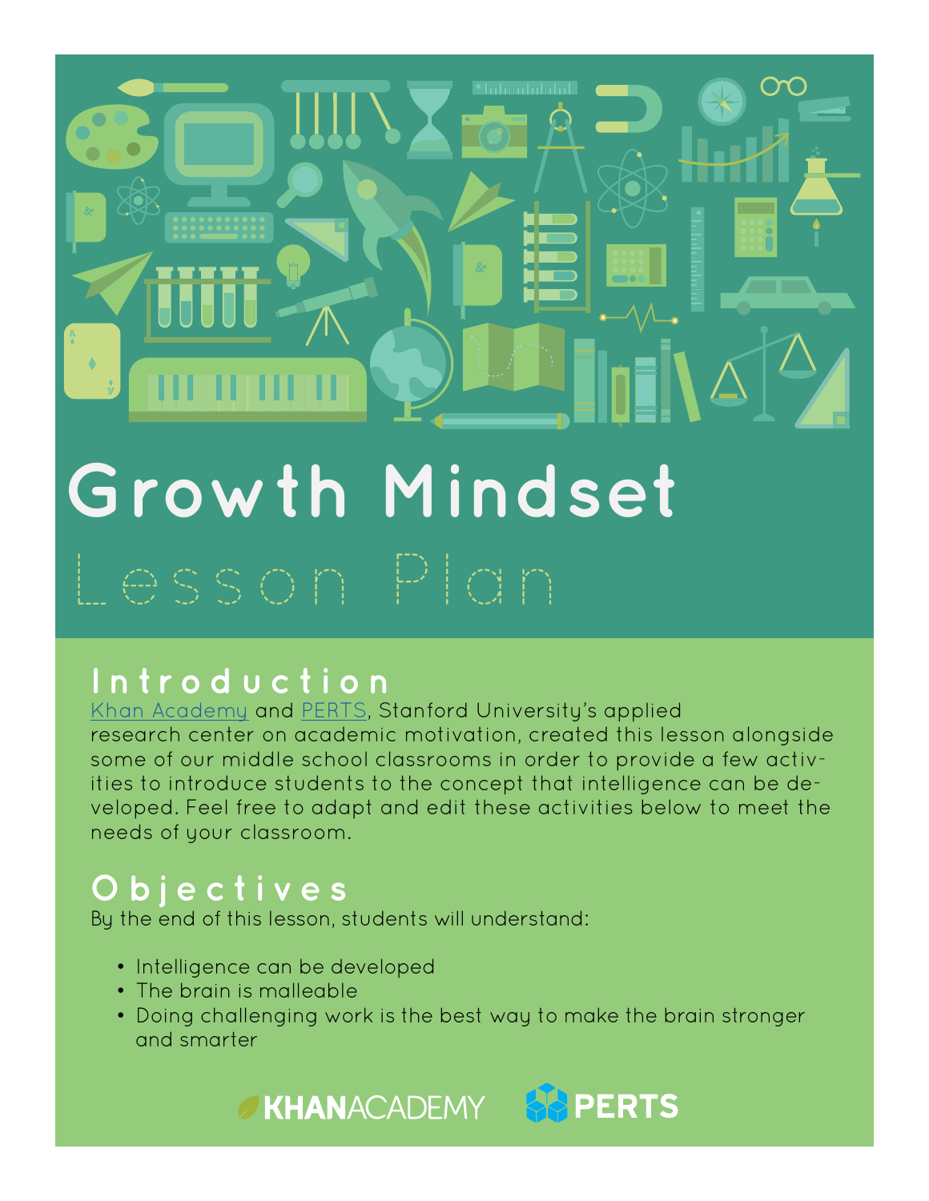# Growth Mindset

## Lesson Plan

## Introduction

Khan Academy and PERTS, Stanford University's applied research center on academic motivation, created this lesson alongside some of our middle school classrooms in order to provide a few activities to introduce students to the concept that intelligence can be developed. Feel free to adapt and edit these activities below to meet the needs of your classroom.

## Objectives

By the end of this lesson, students will understand:

- Intelligence can be developed
- The brain is malleable
- Doing challenging work is the best way to make the brain stronger and smarter

KHANACADEMY PERTS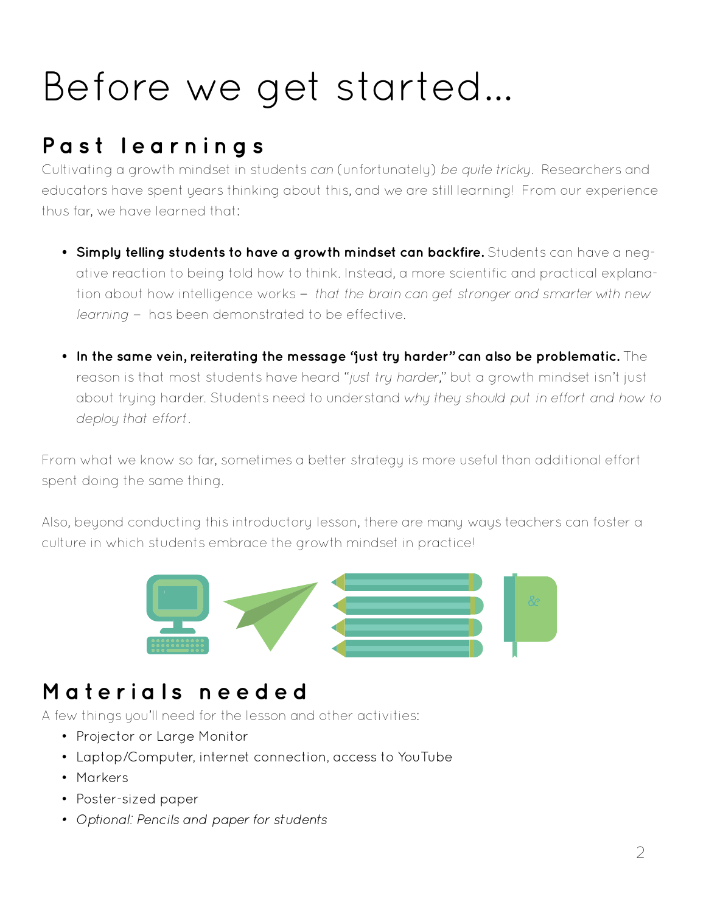# Before we get started...

## Past learnings

Cultivating a growth mindset in students *can* (unfortunately) *be quite tricky*. Researchers and educators have spent years thinking about this, and we are still learning! From our experience thus far, we have learned that:

- **Simply telling students to have a growth mindset can backfire.** Students can have a negative reaction to being told how to think. Instead, a more scientific and practical explanation about how intelligence works – *that the brain can get stronger and smarter with new learning* – has been demonstrated to be effective.

- **In the same vein, reiterating the message "just try harder" can also be problematic.** The reason is that most students have heard "*just try harder*," but a growth mindset isn't just about trying harder. Students need to understand *why they should put in effort and how to deploy that effort*.

From what we know so far, sometimes a better strategy is more useful than additional effort spent doing the same thing.

Also, beyond conducting this introductory lesson, there are many ways teachers can foster a culture in which students embrace the growth mindset in practice!

## Materials needed

A few things you'll need for the lesson and other activities:

- Projector or Large Monitor
- Laptop/Computer, internet connection, access to YouTube
- Markers
- Poster-sized paper
- *Optional: Pencils and paper for students*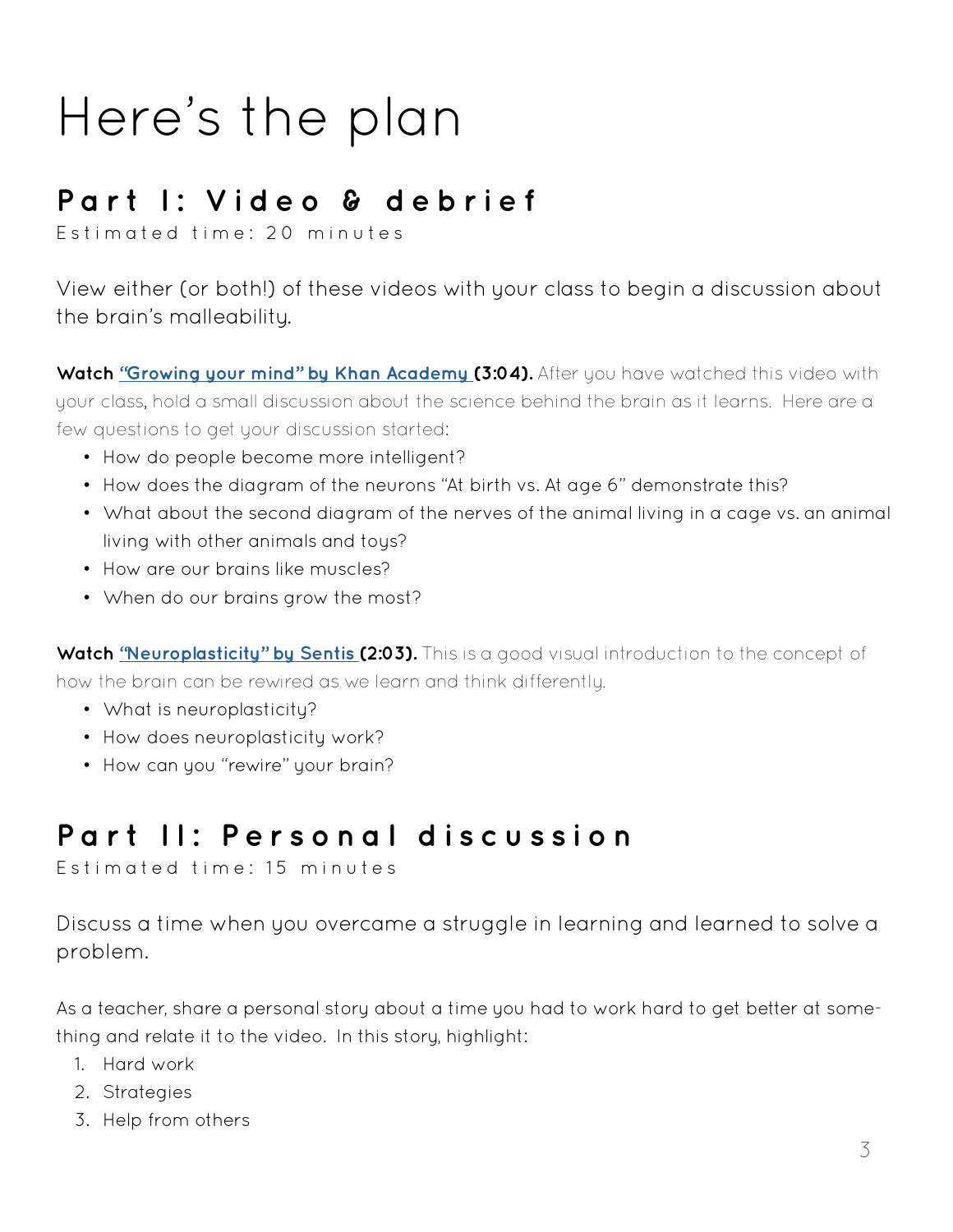# Here's the plan

## Part I: Video & debrief

Estimated time: 20 minutes

View either (or both!) of these videos with your class to begin a discussion about the brain's malleability.

**Watch "Growing your mind" by Khan Academy (3:04).** After you have watched this video with your class, hold a small discussion about the science behind the brain as it learns. Here are a few questions to get your discussion started:

- How do people become more intelligent?
- How does the diagram of the neurons "At birth vs. At age 6" demonstrate this?
- What about the second diagram of the nerves of the animal living in a cage vs. an animal living with other animals and toys?
- How are our brains like muscles?
- When do our brains grow the most?

**Watch "Neuroplasticity" by Sentis (2:03).** This is a good visual introduction to the concept of how the brain can be rewired as we learn and think differently.

- What is neuroplasticity?
- How does neuroplasticity work?
- How can you "rewire" your brain?

## Part II: Personal discussion

Estimated time: 15 minutes

Discuss a time when you overcame a struggle in learning and learned to solve a problem.

As a teacher, share a personal story about a time you had to work hard to get better at something and relate it to the video. In this story, highlight:

1. Hard work
2. Strategies
3. Help from others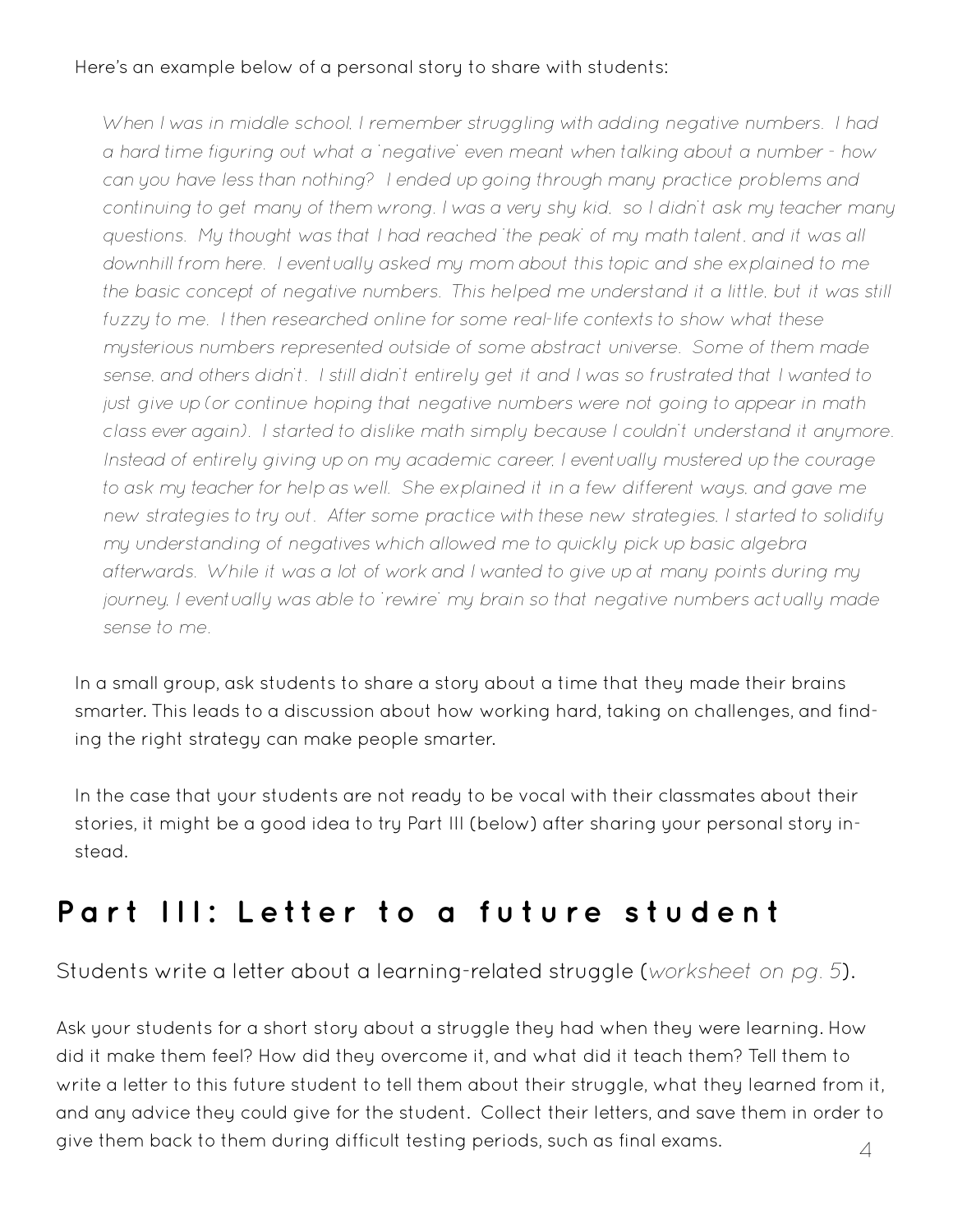Here's an example below of a personal story to share with students:

> *When I was in middle school, I remember struggling with adding negative numbers. I had a hard time figuring out what a 'negative' even meant when talking about a number - how can you have less than nothing? I ended up going through many practice problems and continuing to get many of them wrong. I was a very shy kid, so I didn't ask my teacher many questions. My thought was that I had reached 'the peak' of my math talent, and it was all downhill from here. I eventually asked my mom about this topic and she explained to me the basic concept of negative numbers. This helped me understand it a little, but it was still fuzzy to me. I then researched online for some real-life contexts to show what these mysterious numbers represented outside of some abstract universe. Some of them made sense, and others didn't. I still didn't entirely get it and I was so frustrated that I wanted to just give up (or continue hoping that negative numbers were not going to appear in math class ever again). I started to dislike math simply because I couldn't understand it anymore. Instead of entirely giving up on my academic career, I eventually mustered up the courage to ask my teacher for help as well. She explained it in a few different ways, and gave me new strategies to try out. After some practice with these new strategies, I started to solidify my understanding of negatives which allowed me to quickly pick up basic algebra afterwards. While it was a lot of work and I wanted to give up at many points during my journey, I eventually was able to 'rewire' my brain so that negative numbers actually made sense to me.*

In a small group, ask students to share a story about a time that they made their brains smarter. This leads to a discussion about how working hard, taking on challenges, and finding the right strategy can make people smarter.

In the case that your students are not ready to be vocal with their classmates about their stories, it might be a good idea to try Part III (below) after sharing your personal story instead.

## Part III: Letter to a future student

Students write a letter about a learning-related struggle (*worksheet on pg. 5*).

Ask your students for a short story about a struggle they had when they were learning. How did it make them feel? How did they overcome it, and what did it teach them? Tell them to write a letter to this future student to tell them about their struggle, what they learned from it, and any advice they could give for the student. Collect their letters, and save them in order to give them back to them during difficult testing periods, such as final exams.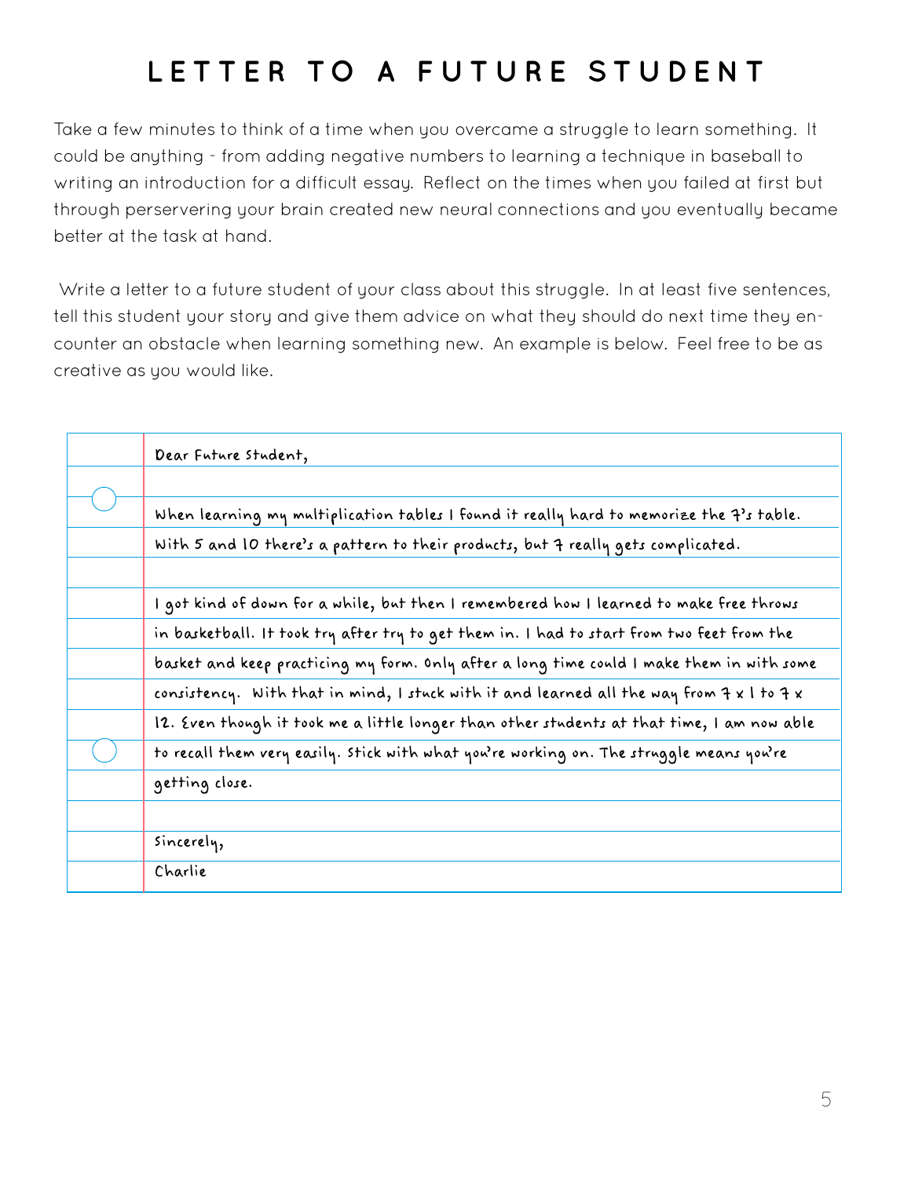# LETTER TO A FUTURE STUDENT

Take a few minutes to think of a time when you overcame a struggle to learn something. It could be anything - from adding negative numbers to learning a technique in baseball to writing an introduction for a difficult essay. Reflect on the times when you failed at first but through perservering your brain created new neural connections and you eventually became better at the task at hand.

Write a letter to a future student of your class about this struggle. In at least five sentences, tell this student your story and give them advice on what they should do next time they encounter an obstacle when learning something new. An example is below. Feel free to be as creative as you would like.

Dear Future Student,

When learning my multiplication tables I found it really hard to memorize the 7's table. With 5 and 10 there's a pattern to their products, but 7 really gets complicated.

I got kind of down for a while, but then I remembered how I learned to make free throws in basketball. It took try after try to get them in. I had to start from two feet from the basket and keep practicing my form. Only after a long time could I make them in with some consistency. With that in mind, I stuck with it and learned all the way from 7 x 1 to 7 x 12. Even though it took me a little longer than other students at that time, I am now able to recall them very easily. Stick with what you're working on. The struggle means you're getting close.

Sincerely,

Charlie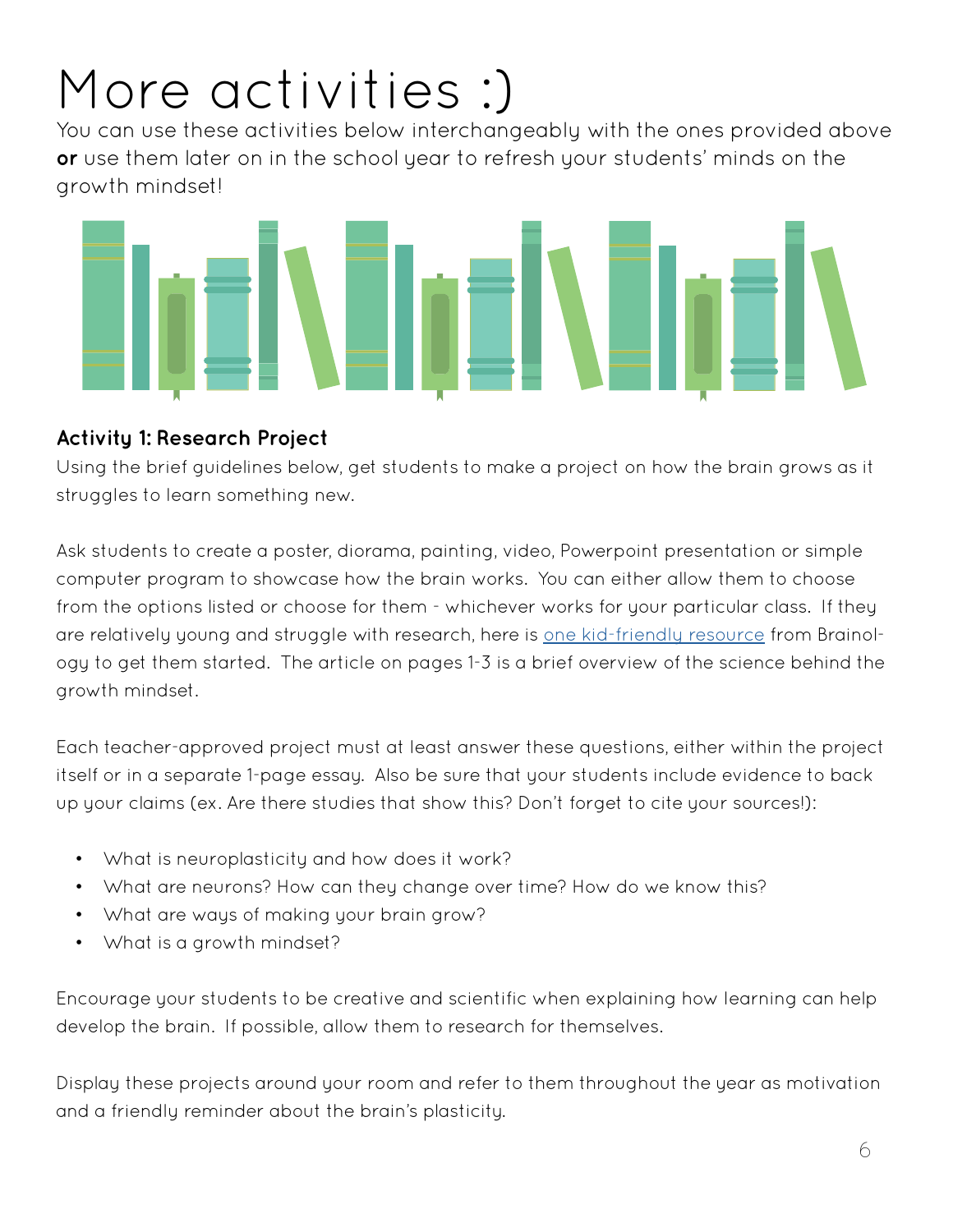# More activities :)

You can use these activities below interchangeably with the ones provided above **or** use them later on in the school year to refresh your students' minds on the growth mindset!

### Activity 1: Research Project

Using the brief guidelines below, get students to make a project on how the brain grows as it struggles to learn something new.

Ask students to create a poster, diorama, painting, video, Powerpoint presentation or simple computer program to showcase how the brain works. You can either allow them to choose from the options listed or choose for them - whichever works for your particular class. If they are relatively young and struggle with research, here is one kid-friendly resource from Brainology to get them started. The article on pages 1-3 is a brief overview of the science behind the growth mindset.

Each teacher-approved project must at least answer these questions, either within the project itself or in a separate 1-page essay. Also be sure that your students include evidence to back up your claims (ex. Are there studies that show this? Don't forget to cite your sources!):

- What is neuroplasticity and how does it work?
- What are neurons? How can they change over time? How do we know this?
- What are ways of making your brain grow?
- What is a growth mindset?

Encourage your students to be creative and scientific when explaining how learning can help develop the brain. If possible, allow them to research for themselves.

Display these projects around your room and refer to them throughout the year as motivation and a friendly reminder about the brain's plasticity.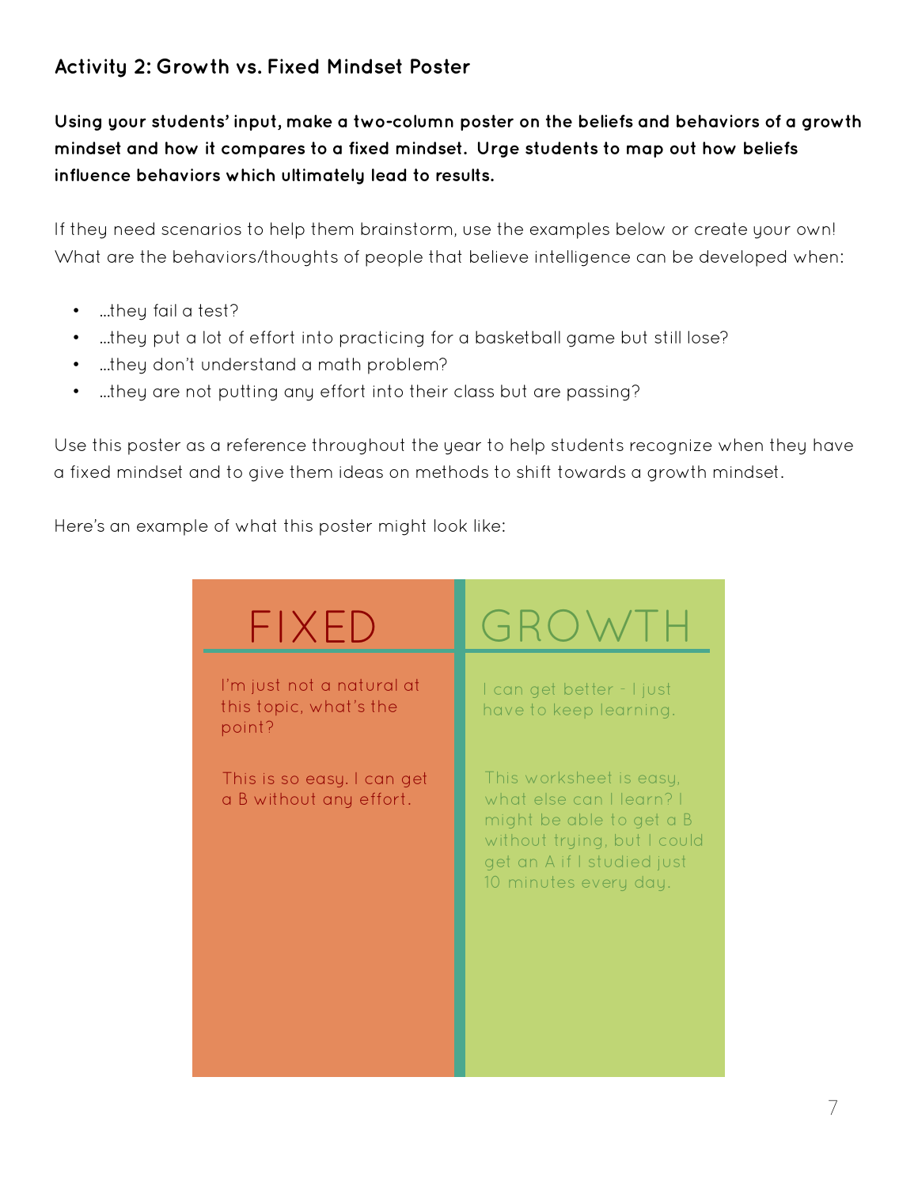### Activity 2: Growth vs. Fixed Mindset Poster

**Using your students' input, make a two-column poster on the beliefs and behaviors of a growth mindset and how it compares to a fixed mindset. Urge students to map out how beliefs influence behaviors which ultimately lead to results.**

If they need scenarios to help them brainstorm, use the examples below or create your own! What are the behaviors/thoughts of people that believe intelligence can be developed when:

- ...they fail a test?
- ...they put a lot of effort into practicing for a basketball game but still lose?
- ...they don't understand a math problem?
- ...they are not putting any effort into their class but are passing?

Use this poster as a reference throughout the year to help students recognize when they have a fixed mindset and to give them ideas on methods to shift towards a growth mindset.

Here's an example of what this poster might look like:

| FIXED | GROWTH |
| --- | --- |
| I'm just not a natural at this topic, what's the point? | I can get better - I just have to keep learning. |
| This is so easy. I can get a B without any effort. | This worksheet is easy, what else can I learn? I might be able to get a B without trying, but I could get an A if I studied just 10 minutes every day. |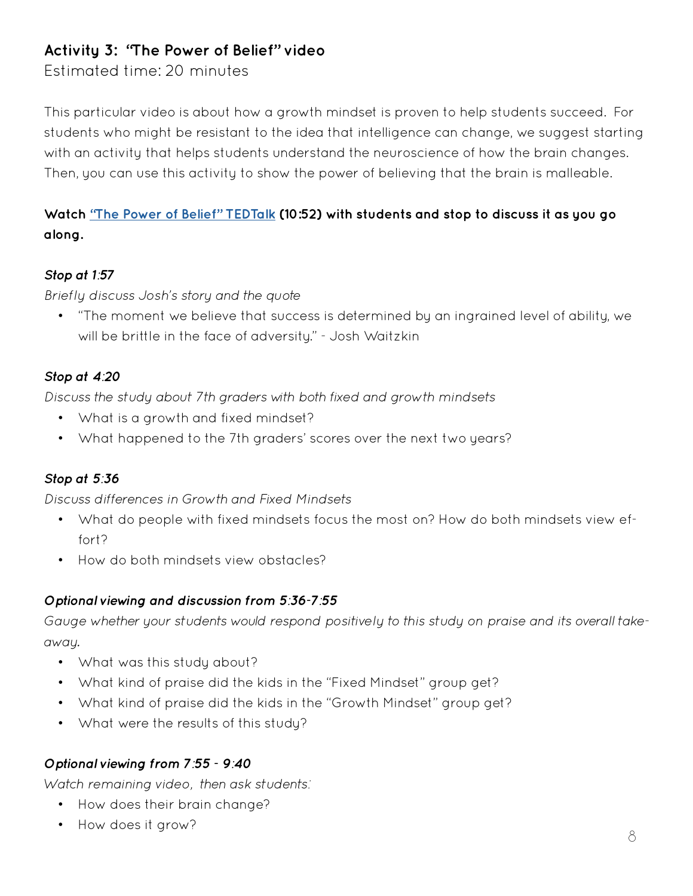## Activity 3: "The Power of Belief" video

Estimated time: 20 minutes

This particular video is about how a growth mindset is proven to help students succeed. For students who might be resistant to the idea that intelligence can change, we suggest starting with an activity that helps students understand the neuroscience of how the brain changes. Then, you can use this activity to show the power of believing that the brain is malleable.

**Watch ["The Power of Belief" TEDTalk]() (10:52) with students and stop to discuss it as you go along.**

***Stop at 1:57***

*Briefly discuss Josh's story and the quote*

- "The moment we believe that success is determined by an ingrained level of ability, we will be brittle in the face of adversity." - Josh Waitzkin

***Stop at 4:20***

*Discuss the study about 7th graders with both fixed and growth mindsets*

- What is a growth and fixed mindset?
- What happened to the 7th graders' scores over the next two years?

***Stop at 5:36***

*Discuss differences in Growth and Fixed Mindsets*

- What do people with fixed mindsets focus the most on? How do both mindsets view effort?
- How do both mindsets view obstacles?

***Optional viewing and discussion from 5:36-7:55***

*Gauge whether your students would respond positively to this study on praise and its overall takeaway.*

- What was this study about?
- What kind of praise did the kids in the "Fixed Mindset" group get?
- What kind of praise did the kids in the "Growth Mindset" group get?
- What were the results of this study?

***Optional viewing from 7:55 - 9:40***

*Watch remaining video, then ask students:*

- How does their brain change?
- How does it grow?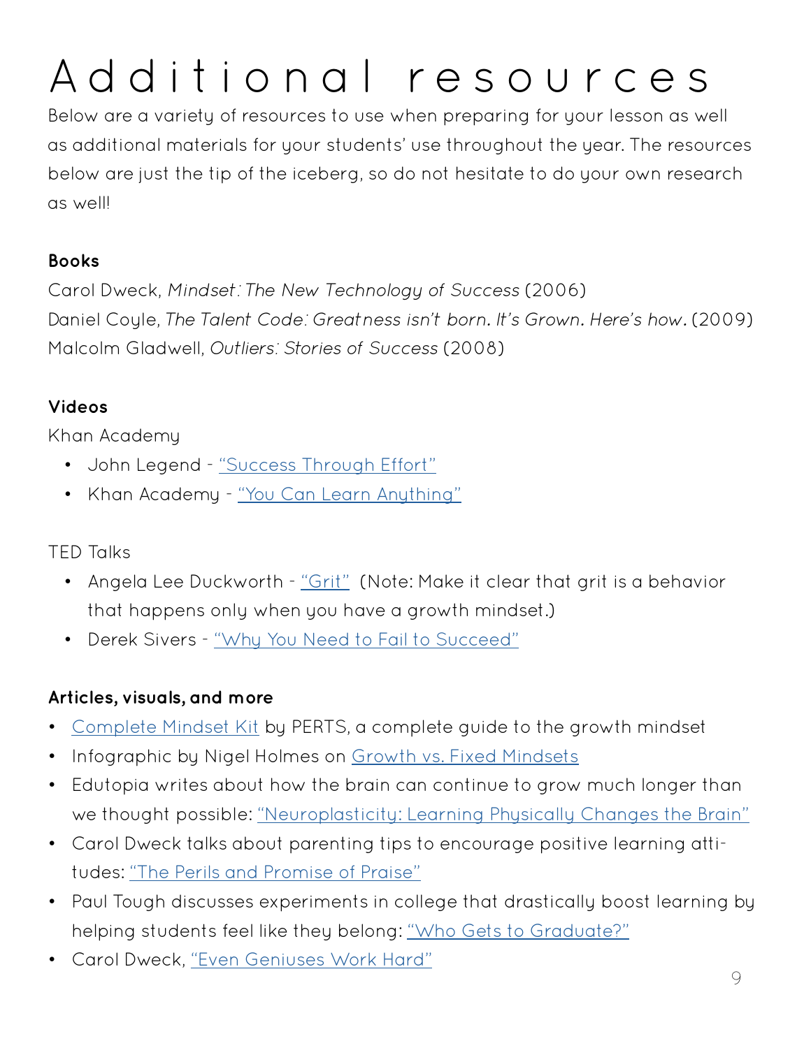# Additional resources

Below are a variety of resources to use when preparing for your lesson as well as additional materials for your students' use throughout the year. The resources below are just the tip of the iceberg, so do not hesitate to do your own research as well!

**Books**

Carol Dweck, *Mindset: The New Technology of Success* (2006)
Daniel Coyle, *The Talent Code: Greatness isn't born. It's Grown. Here's how.* (2009)
Malcolm Gladwell, *Outliers: Stories of Success* (2008)

**Videos**

Khan Academy

- John Legend - "Success Through Effort"
- Khan Academy - "You Can Learn Anything"

TED Talks

- Angela Lee Duckworth - "Grit" (Note: Make it clear that grit is a behavior that happens only when you have a growth mindset.)
- Derek Sivers - "Why You Need to Fail to Succeed"

**Articles, visuals, and more**

- Complete Mindset Kit by PERTS, a complete guide to the growth mindset
- Infographic by Nigel Holmes on Growth vs. Fixed Mindsets
- Edutopia writes about how the brain can continue to grow much longer than we thought possible: "Neuroplasticity: Learning Physically Changes the Brain"
- Carol Dweck talks about parenting tips to encourage positive learning attitudes: "The Perils and Promise of Praise"
- Paul Tough discusses experiments in college that drastically boost learning by helping students feel like they belong: "Who Gets to Graduate?"
- Carol Dweck, "Even Geniuses Work Hard"